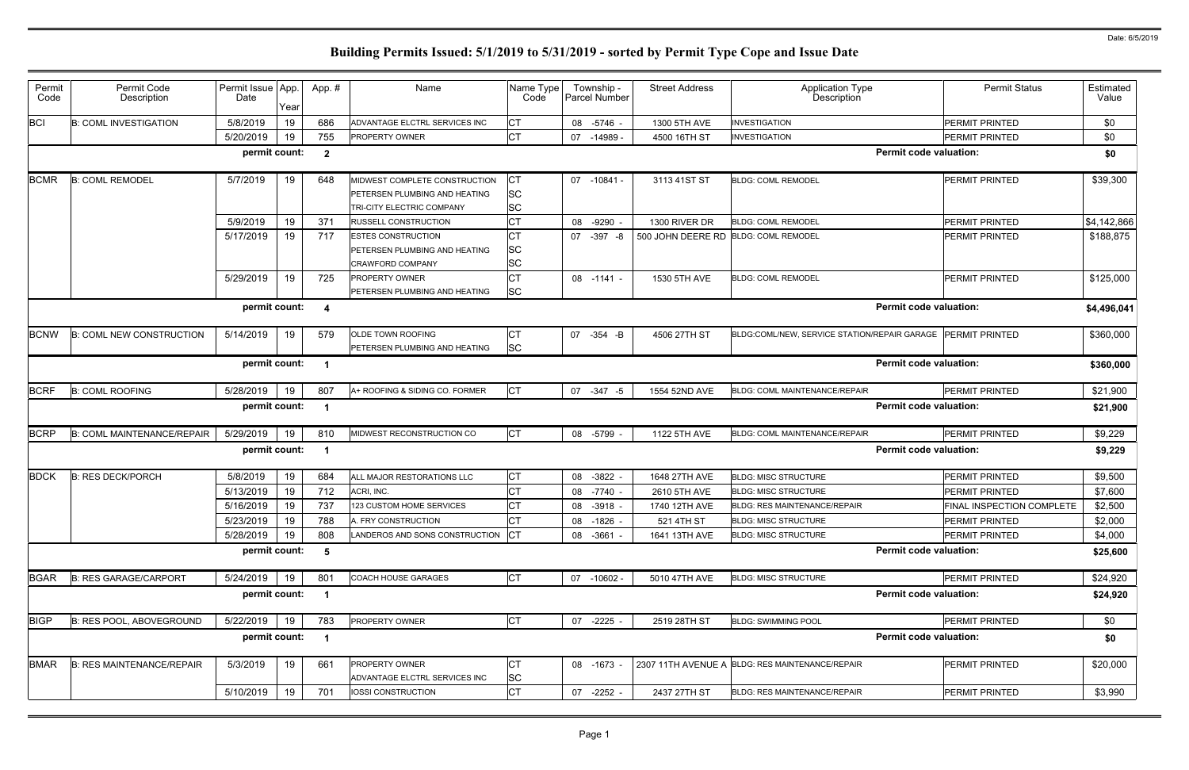Date: 6/5/2019

# Building Permits Issued: 5/1/2019 to 5/31/2019 - sorted by Permit Type Cope and Issue Date

| Permit Code | Permit Code Description | Permit Issue Date | App. Year | App. # | Name | Name Type Code | Township - Parcel Number | Street Address | Application Type Description | Permit Status | Estimated Value |
|---|---|---|---|---|---|---|---|---|---|---|---|
| BCI | B: COML INVESTIGATION | 5/8/2019 | 19 | 686 | ADVANTAGE ELCTRL SERVICES INC | CT | 08 -5746 - | 1300 5TH AVE | INVESTIGATION | PERMIT PRINTED | $0 |
| | | 5/20/2019 | 19 | 755 | PROPERTY OWNER | CT | 07 -14989 - | 4500 16TH ST | INVESTIGATION | PERMIT PRINTED | $0 |
| | | permit count: | | 2 | | | | | Permit code valuation: | | $0 |
| BCMR | B: COML REMODEL | 5/7/2019 | 19 | 648 | MIDWEST COMPLETE CONSTRUCTION<br>PETERSEN PLUMBING AND HEATING<br>TRI-CITY ELECTRIC COMPANY | CT<br>SC<br>SC | 07 -10841 - | 3113 41ST ST | BLDG: COML REMODEL | PERMIT PRINTED | $39,300 |
| | | 5/9/2019 | 19 | 371 | RUSSELL CONSTRUCTION | CT | 08 -9290 - | 1300 RIVER DR | BLDG: COML REMODEL | PERMIT PRINTED | $4,142,866 |
| | | 5/17/2019 | 19 | 717 | ESTES CONSTRUCTION<br>PETERSEN PLUMBING AND HEATING<br>CRAWFORD COMPANY | CT<br>SC<br>SC | 07 -397 -8 | 500 JOHN DEERE RD | BLDG: COML REMODEL | PERMIT PRINTED | $188,875 |
| | | 5/29/2019 | 19 | 725 | PROPERTY OWNER<br>PETERSEN PLUMBING AND HEATING | CT<br>SC | 08 -1141 - | 1530 5TH AVE | BLDG: COML REMODEL | PERMIT PRINTED | $125,000 |
| | | permit count: | | 4 | | | | | Permit code valuation: | | $4,496,041 |
| BCNW | B: COML NEW CONSTRUCTION | 5/14/2019 | 19 | 579 | OLDE TOWN ROOFING<br>PETERSEN PLUMBING AND HEATING | CT<br>SC | 07 -354 -B | 4506 27TH ST | BLDG:COML/NEW, SERVICE STATION/REPAIR GARAGE | PERMIT PRINTED | $360,000 |
| | | permit count: | | 1 | | | | | Permit code valuation: | | $360,000 |
| BCRF | B: COML ROOFING | 5/28/2019 | 19 | 807 | A+ ROOFING & SIDING CO. FORMER | CT | 07 -347 -5 | 1554 52ND AVE | BLDG: COML MAINTENANCE/REPAIR | PERMIT PRINTED | $21,900 |
| | | permit count: | | 1 | | | | | Permit code valuation: | | $21,900 |
| BCRP | B: COML MAINTENANCE/REPAIR | 5/29/2019 | 19 | 810 | MIDWEST RECONSTRUCTION CO | CT | 08 -5799 - | 1122 5TH AVE | BLDG: COML MAINTENANCE/REPAIR | PERMIT PRINTED | $9,229 |
| | | permit count: | | 1 | | | | | Permit code valuation: | | $9,229 |
| BDCK | B: RES DECK/PORCH | 5/8/2019 | 19 | 684 | ALL MAJOR RESTORATIONS LLC | CT | 08 -3822 - | 1648 27TH AVE | BLDG: MISC STRUCTURE | PERMIT PRINTED | $9,500 |
| | | 5/13/2019 | 19 | 712 | ACRI, INC. | CT | 08 -7740 - | 2610 5TH AVE | BLDG: MISC STRUCTURE | PERMIT PRINTED | $7,600 |
| | | 5/16/2019 | 19 | 737 | 123 CUSTOM HOME SERVICES | CT | 08 -3918 - | 1740 12TH AVE | BLDG: RES MAINTENANCE/REPAIR | FINAL INSPECTION COMPLETE | $2,500 |
| | | 5/23/2019 | 19 | 788 | A. FRY CONSTRUCTION | CT | 08 -1826 - | 521 4TH ST | BLDG: MISC STRUCTURE | PERMIT PRINTED | $2,000 |
| | | 5/28/2019 | 19 | 808 | LANDEROS AND SONS CONSTRUCTION | CT | 08 -3661 - | 1641 13TH AVE | BLDG: MISC STRUCTURE | PERMIT PRINTED | $4,000 |
| | | permit count: | | 5 | | | | | Permit code valuation: | | $25,600 |
| BGAR | B: RES GARAGE/CARPORT | 5/24/2019 | 19 | 801 | COACH HOUSE GARAGES | CT | 07 -10602 - | 5010 47TH AVE | BLDG: MISC STRUCTURE | PERMIT PRINTED | $24,920 |
| | | permit count: | | 1 | | | | | Permit code valuation: | | $24,920 |
| BIGP | B: RES POOL, ABOVEGROUND | 5/22/2019 | 19 | 783 | PROPERTY OWNER | CT | 07 -2225 - | 2519 28TH ST | BLDG: SWIMMING POOL | PERMIT PRINTED | $0 |
| | | permit count: | | 1 | | | | | Permit code valuation: | | $0 |
| BMAR | B: RES MAINTENANCE/REPAIR | 5/3/2019 | 19 | 661 | PROPERTY OWNER<br>ADVANTAGE ELCTRL SERVICES INC | CT<br>SC | 08 -1673 - | 2307 11TH AVENUE A | BLDG: RES MAINTENANCE/REPAIR | PERMIT PRINTED | $20,000 |
| | | 5/10/2019 | 19 | 701 | IOSSI CONSTRUCTION | CT | 07 -2252 - | 2437 27TH ST | BLDG: RES MAINTENANCE/REPAIR | PERMIT PRINTED | $3,990 |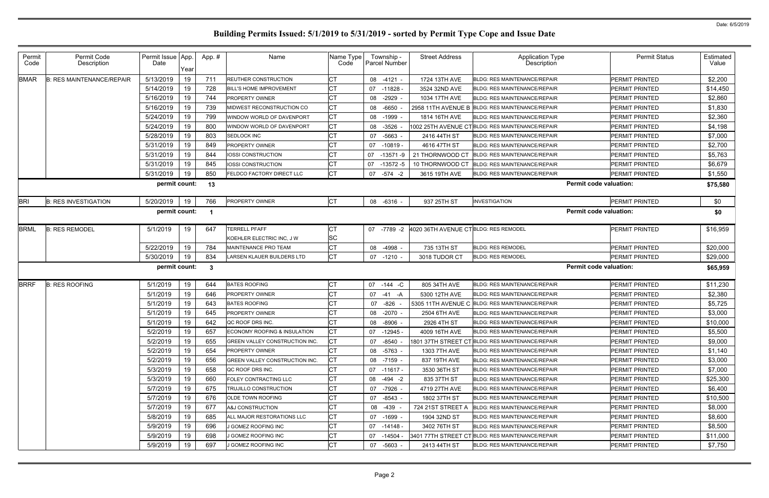# Building Permits Issued: 5/1/2019 to 5/31/2019 - sorted by Permit Type Cope and Issue Date

Date: 6/5/2019

| Permit Code | Permit Code Description | Permit Issue Date | App. Year | App. # | Name | Name Type Code | Township - Parcel Number | Street Address | Application Type Description | Permit Status | Estimated Value |
|---|---|---|---|---|---|---|---|---|---|---|---|
| BMAR | B: RES MAINTENANCE/REPAIR | 5/13/2019 | 19 | 711 | REUTHER CONSTRUCTION | CT | 08 -4121 - | 1724 13TH AVE | BLDG: RES MAINTENANCE/REPAIR | PERMIT PRINTED | $2,200 |
| | | 5/14/2019 | 19 | 728 | BILL'S HOME IMPROVEMENT | CT | 07 -11828 - | 3524 32ND AVE | BLDG: RES MAINTENANCE/REPAIR | PERMIT PRINTED | $14,450 |
| | | 5/16/2019 | 19 | 744 | PROPERTY OWNER | CT | 08 -2929 - | 1034 17TH AVE | BLDG: RES MAINTENANCE/REPAIR | PERMIT PRINTED | $2,860 |
| | | 5/16/2019 | 19 | 739 | MIDWEST RECONSTRUCTION CO | CT | 08 -6650 - | 2958 11TH AVENUE B | BLDG: RES MAINTENANCE/REPAIR | PERMIT PRINTED | $1,830 |
| | | 5/24/2019 | 19 | 799 | WINDOW WORLD OF DAVENPORT | CT | 08 -1999 - | 1814 16TH AVE | BLDG: RES MAINTENANCE/REPAIR | PERMIT PRINTED | $2,360 |
| | | 5/24/2019 | 19 | 800 | WINDOW WORLD OF DAVENPORT | CT | 08 -3526 - | 1002 25TH AVENUE CT | BLDG: RES MAINTENANCE/REPAIR | PERMIT PRINTED | $4,198 |
| | | 5/28/2019 | 19 | 803 | SEDLOCK INC | CT | 07 -5663 - | 2416 44TH ST | BLDG: RES MAINTENANCE/REPAIR | PERMIT PRINTED | $7,000 |
| | | 5/31/2019 | 19 | 849 | PROPERTY OWNER | CT | 07 -10819 - | 4616 47TH ST | BLDG: RES MAINTENANCE/REPAIR | PERMIT PRINTED | $2,700 |
| | | 5/31/2019 | 19 | 844 | IOSSI CONSTRUCTION | CT | 07 -13571 -9 | 21 THORNWOOD CT | BLDG: RES MAINTENANCE/REPAIR | PERMIT PRINTED | $5,763 |
| | | 5/31/2019 | 19 | 845 | IOSSI CONSTRUCTION | CT | 07 -13572 -5 | 10 THORNWOOD CT | BLDG: RES MAINTENANCE/REPAIR | PERMIT PRINTED | $6,679 |
| | | 5/31/2019 | 19 | 850 | FELDCO FACTORY DIRECT LLC | CT | 07 -574 -2 | 3615 19TH AVE | BLDG: RES MAINTENANCE/REPAIR | PERMIT PRINTED | $1,550 |
| | | permit count: | | 13 | | | | | Permit code valuation: | | $75,580 |
| BRI | B: RES INVESTIGATION | 5/20/2019 | 19 | 766 | PROPERTY OWNER | CT | 08 -6316 - | 937 25TH ST | INVESTIGATION | PERMIT PRINTED | $0 |
| | | permit count: | | 1 | | | | | Permit code valuation: | | $0 |
| BRML | B: RES REMODEL | 5/1/2019 | 19 | 647 | TERRELL PFAFF | CT | 07 -7789 -2 | 4020 36TH AVENUE CT | BLDG: RES REMODEL | PERMIT PRINTED | $16,959 |
| | | | | | KOEHLER ELECTRIC INC, J W | SC | | | | | |
| | | 5/22/2019 | 19 | 784 | MAINTENANCE PRO TEAM | CT | 08 -4998 - | 735 13TH ST | BLDG: RES REMODEL | PERMIT PRINTED | $20,000 |
| | | 5/30/2019 | 19 | 834 | LARSEN KLAUER BUILDERS LTD | CT | 07 -1210 - | 3018 TUDOR CT | BLDG: RES REMODEL | PERMIT PRINTED | $29,000 |
| | | permit count: | | 3 | | | | | Permit code valuation: | | $65,959 |
| BRRF | B: RES ROOFING | 5/1/2019 | 19 | 644 | BATES ROOFING | CT | 07 -144 -C | 805 34TH AVE | BLDG: RES MAINTENANCE/REPAIR | PERMIT PRINTED | $11,230 |
| | | 5/1/2019 | 19 | 646 | PROPERTY OWNER | CT | 07 -41 -A | 5300 12TH AVE | BLDG: RES MAINTENANCE/REPAIR | PERMIT PRINTED | $2,380 |
| | | 5/1/2019 | 19 | 643 | BATES ROOFING | CT | 07 -826 - | 5305 11TH AVENUE C | BLDG: RES MAINTENANCE/REPAIR | PERMIT PRINTED | $5,725 |
| | | 5/1/2019 | 19 | 645 | PROPERTY OWNER | CT | 08 -2070 - | 2504 6TH AVE | BLDG: RES MAINTENANCE/REPAIR | PERMIT PRINTED | $3,000 |
| | | 5/1/2019 | 19 | 642 | QC ROOF DRS INC. | CT | 08 -8906 - | 2926 4TH ST | BLDG: RES MAINTENANCE/REPAIR | PERMIT PRINTED | $10,000 |
| | | 5/2/2019 | 19 | 657 | ECONOMY ROOFING & INSULATION | CT | 07 -12945 - | 4009 16TH AVE | BLDG: RES MAINTENANCE/REPAIR | PERMIT PRINTED | $5,500 |
| | | 5/2/2019 | 19 | 655 | GREEN VALLEY CONSTRUCTION INC. | CT | 07 -8540 - | 1801 37TH STREET CT | BLDG: RES MAINTENANCE/REPAIR | PERMIT PRINTED | $9,000 |
| | | 5/2/2019 | 19 | 654 | PROPERTY OWNER | CT | 08 -5763 - | 1303 7TH AVE | BLDG: RES MAINTENANCE/REPAIR | PERMIT PRINTED | $1,140 |
| | | 5/2/2019 | 19 | 656 | GREEN VALLEY CONSTRUCTION INC. | CT | 08 -7159 - | 837 19TH AVE | BLDG: RES MAINTENANCE/REPAIR | PERMIT PRINTED | $3,000 |
| | | 5/3/2019 | 19 | 658 | QC ROOF DRS INC. | CT | 07 -11617 - | 3530 36TH ST | BLDG: RES MAINTENANCE/REPAIR | PERMIT PRINTED | $7,000 |
| | | 5/3/2019 | 19 | 660 | FOLEY CONTRACTING LLC | CT | 08 -494 -2 | 835 37TH ST | BLDG: RES MAINTENANCE/REPAIR | PERMIT PRINTED | $25,300 |
| | | 5/7/2019 | 19 | 675 | TRUJILLO CONSTRUCTION | CT | 07 -7926 - | 4719 27TH AVE | BLDG: RES MAINTENANCE/REPAIR | PERMIT PRINTED | $6,400 |
| | | 5/7/2019 | 19 | 676 | OLDE TOWN ROOFING | CT | 07 -8543 - | 1802 37TH ST | BLDG: RES MAINTENANCE/REPAIR | PERMIT PRINTED | $10,500 |
| | | 5/7/2019 | 19 | 677 | A&J CONSTRUCTION | CT | 08 -439 - | 724 21ST STREET A | BLDG: RES MAINTENANCE/REPAIR | PERMIT PRINTED | $8,000 |
| | | 5/8/2019 | 19 | 685 | ALL MAJOR RESTORATIONS LLC | CT | 07 -1699 - | 1904 32ND ST | BLDG: RES MAINTENANCE/REPAIR | PERMIT PRINTED | $8,600 |
| | | 5/9/2019 | 19 | 696 | J GOMEZ ROOFING INC | CT | 07 -14148 - | 3402 76TH ST | BLDG: RES MAINTENANCE/REPAIR | PERMIT PRINTED | $8,500 |
| | | 5/9/2019 | 19 | 698 | J GOMEZ ROOFING INC | CT | 07 -14504 - | 3401 77TH STREET CT | BLDG: RES MAINTENANCE/REPAIR | PERMIT PRINTED | $11,000 |
| | | 5/9/2019 | 19 | 697 | J GOMEZ ROOFING INC | CT | 07 -5603 - | 2413 44TH ST | BLDG: RES MAINTENANCE/REPAIR | PERMIT PRINTED | $7,750 |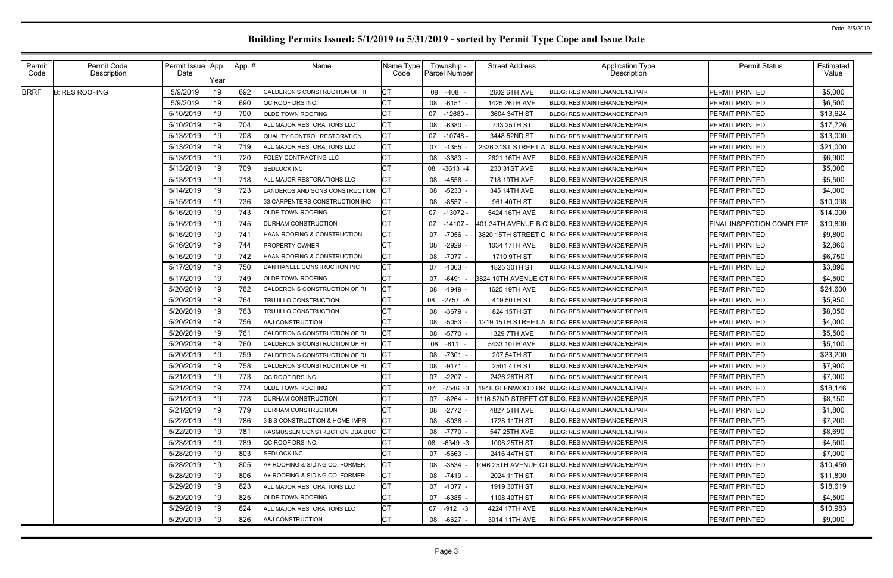# Building Permits Issued: 5/1/2019 to 5/31/2019 - sorted by Permit Type Cope and Issue Date

Date: 6/5/2019

| Permit Code | Permit Code Description | Permit Issue Date | App. Year | App. # | Name | Name Type Code | Township - Parcel Number | Street Address | Application Type Description | Permit Status | Estimated Value |
|---|---|---|---|---|---|---|---|---|---|---|---|
| BRRF | B: RES ROOFING | 5/9/2019 | 19 | 692 | CALDERON'S CONSTRUCTION OF RI | CT | 08 -408 - | 2602 6TH AVE | BLDG: RES MAINTENANCE/REPAIR | PERMIT PRINTED | $5,000 |
| | | 5/9/2019 | 19 | 690 | QC ROOF DRS INC. | CT | 08 -6151 - | 1425 26TH AVE | BLDG: RES MAINTENANCE/REPAIR | PERMIT PRINTED | $6,500 |
| | | 5/10/2019 | 19 | 700 | OLDE TOWN ROOFING | CT | 07 -12680 - | 3604 34TH ST | BLDG: RES MAINTENANCE/REPAIR | PERMIT PRINTED | $13,624 |
| | | 5/10/2019 | 19 | 704 | ALL MAJOR RESTORATIONS LLC | CT | 08 -6380 - | 733 25TH ST | BLDG: RES MAINTENANCE/REPAIR | PERMIT PRINTED | $17,726 |
| | | 5/13/2019 | 19 | 708 | QUALITY CONTROL RESTORATION | CT | 07 -10748 - | 3448 52ND ST | BLDG: RES MAINTENANCE/REPAIR | PERMIT PRINTED | $13,000 |
| | | 5/13/2019 | 19 | 719 | ALL MAJOR RESTORATIONS LLC | CT | 07 -1355 - | 2326 31ST STREET A | BLDG: RES MAINTENANCE/REPAIR | PERMIT PRINTED | $21,000 |
| | | 5/13/2019 | 19 | 720 | FOLEY CONTRACTING LLC | CT | 08 -3383 - | 2621 16TH AVE | BLDG: RES MAINTENANCE/REPAIR | PERMIT PRINTED | $6,900 |
| | | 5/13/2019 | 19 | 709 | SEDLOCK INC | CT | 08 -3613 -4 | 230 31ST AVE | BLDG: RES MAINTENANCE/REPAIR | PERMIT PRINTED | $5,000 |
| | | 5/13/2019 | 19 | 718 | ALL MAJOR RESTORATIONS LLC | CT | 08 -4556 - | 718 19TH AVE | BLDG: RES MAINTENANCE/REPAIR | PERMIT PRINTED | $5,500 |
| | | 5/14/2019 | 19 | 723 | LANDEROS AND SONS CONSTRUCTION | CT | 08 -5233 - | 345 14TH AVE | BLDG: RES MAINTENANCE/REPAIR | PERMIT PRINTED | $4,000 |
| | | 5/15/2019 | 19 | 736 | 33 CARPENTERS CONSTRUCTION INC | CT | 08 -8557 - | 961 40TH ST | BLDG: RES MAINTENANCE/REPAIR | PERMIT PRINTED | $10,098 |
| | | 5/16/2019 | 19 | 743 | OLDE TOWN ROOFING | CT | 07 -13072 - | 5424 16TH AVE | BLDG: RES MAINTENANCE/REPAIR | PERMIT PRINTED | $14,000 |
| | | 5/16/2019 | 19 | 745 | DURHAM CONSTRUCTION | CT | 07 -14107 - | 401 34TH AVENUE B C | BLDG: RES MAINTENANCE/REPAIR | FINAL INSPECTION COMPLETE | $10,800 |
| | | 5/16/2019 | 19 | 741 | HAAN ROOFING & CONSTRUCTION | CT | 07 -7056 - | 3820 15TH STREET C | BLDG: RES MAINTENANCE/REPAIR | PERMIT PRINTED | $9,800 |
| | | 5/16/2019 | 19 | 744 | PROPERTY OWNER | CT | 08 -2929 - | 1034 17TH AVE | BLDG: RES MAINTENANCE/REPAIR | PERMIT PRINTED | $2,860 |
| | | 5/16/2019 | 19 | 742 | HAAN ROOFING & CONSTRUCTION | CT | 08 -7077 - | 1710 9TH ST | BLDG: RES MAINTENANCE/REPAIR | PERMIT PRINTED | $6,750 |
| | | 5/17/2019 | 19 | 750 | DAN HANELL CONSTRUCTION INC | CT | 07 -1063 - | 1825 30TH ST | BLDG: RES MAINTENANCE/REPAIR | PERMIT PRINTED | $3,890 |
| | | 5/17/2019 | 19 | 749 | OLDE TOWN ROOFING | CT | 07 -6491 - | 3824 10TH AVENUE CT | BLDG: RES MAINTENANCE/REPAIR | PERMIT PRINTED | $4,500 |
| | | 5/20/2019 | 19 | 762 | CALDERON'S CONSTRUCTION OF RI | CT | 08 -1949 - | 1625 19TH AVE | BLDG: RES MAINTENANCE/REPAIR | PERMIT PRINTED | $24,600 |
| | | 5/20/2019 | 19 | 764 | TRUJILLO CONSTRUCTION | CT | 08 -2757 -A | 419 50TH ST | BLDG: RES MAINTENANCE/REPAIR | PERMIT PRINTED | $5,950 |
| | | 5/20/2019 | 19 | 763 | TRUJILLO CONSTRUCTION | CT | 08 -3679 - | 824 15TH ST | BLDG: RES MAINTENANCE/REPAIR | PERMIT PRINTED | $8,050 |
| | | 5/20/2019 | 19 | 756 | A&J CONSTRUCTION | CT | 08 -5053 - | 1219 15TH STREET A | BLDG: RES MAINTENANCE/REPAIR | PERMIT PRINTED | $4,000 |
| | | 5/20/2019 | 19 | 761 | CALDERON'S CONSTRUCTION OF RI | CT | 08 -5770 - | 1329 7TH AVE | BLDG: RES MAINTENANCE/REPAIR | PERMIT PRINTED | $5,500 |
| | | 5/20/2019 | 19 | 760 | CALDERON'S CONSTRUCTION OF RI | CT | 08 -611 - | 5433 10TH AVE | BLDG: RES MAINTENANCE/REPAIR | PERMIT PRINTED | $5,100 |
| | | 5/20/2019 | 19 | 759 | CALDERON'S CONSTRUCTION OF RI | CT | 08 -7301 - | 207 54TH ST | BLDG: RES MAINTENANCE/REPAIR | PERMIT PRINTED | $23,200 |
| | | 5/20/2019 | 19 | 758 | CALDERON'S CONSTRUCTION OF RI | CT | 08 -9171 - | 2501 4TH ST | BLDG: RES MAINTENANCE/REPAIR | PERMIT PRINTED | $7,900 |
| | | 5/21/2019 | 19 | 773 | QC ROOF DRS INC. | CT | 07 -2207 - | 2426 28TH ST | BLDG: RES MAINTENANCE/REPAIR | PERMIT PRINTED | $7,000 |
| | | 5/21/2019 | 19 | 774 | OLDE TOWN ROOFING | CT | 07 -7546 -3 | 1918 GLENWOOD DR | BLDG: RES MAINTENANCE/REPAIR | PERMIT PRINTED | $18,146 |
| | | 5/21/2019 | 19 | 778 | DURHAM CONSTRUCTION | CT | 07 -8264 - | 1116 52ND STREET CT | BLDG: RES MAINTENANCE/REPAIR | PERMIT PRINTED | $8,150 |
| | | 5/21/2019 | 19 | 779 | DURHAM CONSTRUCTION | CT | 08 -2772 - | 4827 5TH AVE | BLDG: RES MAINTENANCE/REPAIR | PERMIT PRINTED | $1,800 |
| | | 5/22/2019 | 19 | 786 | 3 B'S CONSTRUCTION & HOME IMPR | CT | 08 -5036 - | 1728 11TH ST | BLDG: RES MAINTENANCE/REPAIR | PERMIT PRINTED | $7,200 |
| | | 5/22/2019 | 19 | 781 | RASMUSSEN CONSTRUCTION DBA BUC | CT | 08 -7770 - | 547 25TH AVE | BLDG: RES MAINTENANCE/REPAIR | PERMIT PRINTED | $8,690 |
| | | 5/23/2019 | 19 | 789 | QC ROOF DRS INC. | CT | 08 -6349 -3 | 1008 25TH ST | BLDG: RES MAINTENANCE/REPAIR | PERMIT PRINTED | $4,500 |
| | | 5/28/2019 | 19 | 803 | SEDLOCK INC | CT | 07 -5663 - | 2416 44TH ST | BLDG: RES MAINTENANCE/REPAIR | PERMIT PRINTED | $7,000 |
| | | 5/28/2019 | 19 | 805 | A+ ROOFING & SIDING CO. FORMER | CT | 08 -3534 - | 1046 25TH AVENUE CT | BLDG: RES MAINTENANCE/REPAIR | PERMIT PRINTED | $10,450 |
| | | 5/28/2019 | 19 | 806 | A+ ROOFING & SIDING CO. FORMER | CT | 08 -7419 - | 2024 11TH ST | BLDG: RES MAINTENANCE/REPAIR | PERMIT PRINTED | $11,800 |
| | | 5/29/2019 | 19 | 823 | ALL MAJOR RESTORATIONS LLC | CT | 07 -1077 - | 1919 30TH ST | BLDG: RES MAINTENANCE/REPAIR | PERMIT PRINTED | $18,619 |
| | | 5/29/2019 | 19 | 825 | OLDE TOWN ROOFING | CT | 07 -6385 - | 1108 40TH ST | BLDG: RES MAINTENANCE/REPAIR | PERMIT PRINTED | $4,500 |
| | | 5/29/2019 | 19 | 824 | ALL MAJOR RESTORATIONS LLC | CT | 07 -912 -3 | 4224 17TH AVE | BLDG: RES MAINTENANCE/REPAIR | PERMIT PRINTED | $10,983 |
| | | 5/29/2019 | 19 | 826 | A&J CONSTRUCTION | CT | 08 -6627 - | 3014 11TH AVE | BLDG: RES MAINTENANCE/REPAIR | PERMIT PRINTED | $9,000 |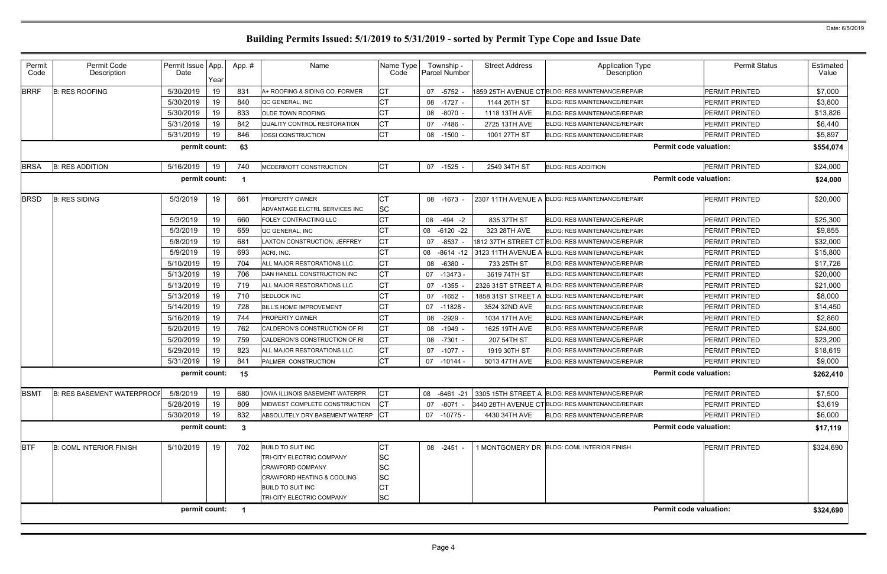# Building Permits Issued: 5/1/2019 to 5/31/2019 - sorted by Permit Type Cope and Issue Date

Date: 6/5/2019

| Permit Code | Permit Code Description | Permit Issue Date | App. Year | App. # | Name | Name Type Code | Township - Parcel Number | Street Address | Application Type Description | Permit Status | Estimated Value |
|---|---|---|---|---|---|---|---|---|---|---|---|
| BRRF | B: RES ROOFING | 5/30/2019 | 19 | 831 | A+ ROOFING & SIDING CO. FORMER | CT | 07 -5752 - | 1859 25TH AVENUE CT | BLDG: RES MAINTENANCE/REPAIR | PERMIT PRINTED | $7,000 |
| | | 5/30/2019 | 19 | 840 | QC GENERAL, INC | CT | 08 -1727 - | 1144 26TH ST | BLDG: RES MAINTENANCE/REPAIR | PERMIT PRINTED | $3,800 |
| | | 5/30/2019 | 19 | 833 | OLDE TOWN ROOFING | CT | 08 -8070 - | 1118 13TH AVE | BLDG: RES MAINTENANCE/REPAIR | PERMIT PRINTED | $13,826 |
| | | 5/31/2019 | 19 | 842 | QUALITY CONTROL RESTORATION | CT | 07 -7486 - | 2725 13TH AVE | BLDG: RES MAINTENANCE/REPAIR | PERMIT PRINTED | $6,440 |
| | | 5/31/2019 | 19 | 846 | IOSSI CONSTRUCTION | CT | 08 -1500 - | 1001 27TH ST | BLDG: RES MAINTENANCE/REPAIR | PERMIT PRINTED | $5,897 |
| | | permit count: | | 63 | | | | | Permit code valuation: | | $554,074 |
| BRSA | B: RES ADDITION | 5/16/2019 | 19 | 740 | MCDERMOTT CONSTRUCTION | CT | 07 -1525 - | 2549 34TH ST | BLDG: RES ADDITION | PERMIT PRINTED | $24,000 |
| | | permit count: | | 1 | | | | | Permit code valuation: | | $24,000 |
| BRSD | B: RES SIDING | 5/3/2019 | 19 | 661 | PROPERTY OWNER | CT | 08 -1673 - | 2307 11TH AVENUE A | BLDG: RES MAINTENANCE/REPAIR | PERMIT PRINTED | $20,000 |
| | | | | | ADVANTAGE ELCTRL SERVICES INC | SC | | | | | |
| | | 5/3/2019 | 19 | 660 | FOLEY CONTRACTING LLC | CT | 08 -494 -2 | 835 37TH ST | BLDG: RES MAINTENANCE/REPAIR | PERMIT PRINTED | $25,300 |
| | | 5/3/2019 | 19 | 659 | QC GENERAL, INC | CT | 08 -6120 -22 | 323 28TH AVE | BLDG: RES MAINTENANCE/REPAIR | PERMIT PRINTED | $9,855 |
| | | 5/8/2019 | 19 | 681 | LAXTON CONSTRUCTION, JEFFREY | CT | 07 -8537 - | 1812 37TH STREET CT | BLDG: RES MAINTENANCE/REPAIR | PERMIT PRINTED | $32,000 |
| | | 5/9/2019 | 19 | 693 | ACRI, INC. | CT | 08 -8614 -12 | 3123 11TH AVENUE A | BLDG: RES MAINTENANCE/REPAIR | PERMIT PRINTED | $15,800 |
| | | 5/10/2019 | 19 | 704 | ALL MAJOR RESTORATIONS LLC | CT | 08 -6380 - | 733 25TH ST | BLDG: RES MAINTENANCE/REPAIR | PERMIT PRINTED | $17,726 |
| | | 5/13/2019 | 19 | 706 | DAN HANELL CONSTRUCTION INC | CT | 07 -13473 - | 3619 74TH ST | BLDG: RES MAINTENANCE/REPAIR | PERMIT PRINTED | $20,000 |
| | | 5/13/2019 | 19 | 719 | ALL MAJOR RESTORATIONS LLC | CT | 07 -1355 - | 2326 31ST STREET A | BLDG: RES MAINTENANCE/REPAIR | PERMIT PRINTED | $21,000 |
| | | 5/13/2019 | 19 | 710 | SEDLOCK INC | CT | 07 -1652 - | 1858 31ST STREET A | BLDG: RES MAINTENANCE/REPAIR | PERMIT PRINTED | $8,000 |
| | | 5/14/2019 | 19 | 728 | BILL'S HOME IMPROVEMENT | CT | 07 -11828 - | 3524 32ND AVE | BLDG: RES MAINTENANCE/REPAIR | PERMIT PRINTED | $14,450 |
| | | 5/16/2019 | 19 | 744 | PROPERTY OWNER | CT | 08 -2929 - | 1034 17TH AVE | BLDG: RES MAINTENANCE/REPAIR | PERMIT PRINTED | $2,860 |
| | | 5/20/2019 | 19 | 762 | CALDERON'S CONSTRUCTION OF RI | CT | 08 -1949 - | 1625 19TH AVE | BLDG: RES MAINTENANCE/REPAIR | PERMIT PRINTED | $24,600 |
| | | 5/20/2019 | 19 | 759 | CALDERON'S CONSTRUCTION OF RI | CT | 08 -7301 - | 207 54TH ST | BLDG: RES MAINTENANCE/REPAIR | PERMIT PRINTED | $23,200 |
| | | 5/29/2019 | 19 | 823 | ALL MAJOR RESTORATIONS LLC | CT | 07 -1077 - | 1919 30TH ST | BLDG: RES MAINTENANCE/REPAIR | PERMIT PRINTED | $18,619 |
| | | 5/31/2019 | 19 | 841 | PALMER CONSTRUCTION | CT | 07 -10144 - | 5013 47TH AVE | BLDG: RES MAINTENANCE/REPAIR | PERMIT PRINTED | $9,000 |
| | | permit count: | | 15 | | | | | Permit code valuation: | | $262,410 |
| BSMT | B: RES BASEMENT WATERPROOF | 5/8/2019 | 19 | 680 | IOWA ILLINOIS BASEMENT WATERPR | CT | 08 -6461 -21 | 3305 15TH STREET A | BLDG: RES MAINTENANCE/REPAIR | PERMIT PRINTED | $7,500 |
| | | 5/28/2019 | 19 | 809 | MIDWEST COMPLETE CONSTRUCTION | CT | 07 -8071 - | 3440 28TH AVENUE CT | BLDG: RES MAINTENANCE/REPAIR | PERMIT PRINTED | $3,619 |
| | | 5/30/2019 | 19 | 832 | ABSOLUTELY DRY BASEMENT WATERP | CT | 07 -10775 - | 4430 34TH AVE | BLDG: RES MAINTENANCE/REPAIR | PERMIT PRINTED | $6,000 |
| | | permit count: | | 3 | | | | | Permit code valuation: | | $17,119 |
| BTF | B: COML INTERIOR FINISH | 5/10/2019 | 19 | 702 | BUILD TO SUIT INC | CT | 08 -2451 - | 1 MONTGOMERY DR | BLDG: COML INTERIOR FINISH | PERMIT PRINTED | $324,690 |
| | | | | | TRI-CITY ELECTRIC COMPANY | SC | | | | | |
| | | | | | CRAWFORD COMPANY | SC | | | | | |
| | | | | | CRAWFORD HEATING & COOLING | SC | | | | | |
| | | | | | BUILD TO SUIT INC | CT | | | | | |
| | | | | | TRI-CITY ELECTRIC COMPANY | SC | | | | | |
| | | permit count: | | 1 | | | | | Permit code valuation: | | $324,690 |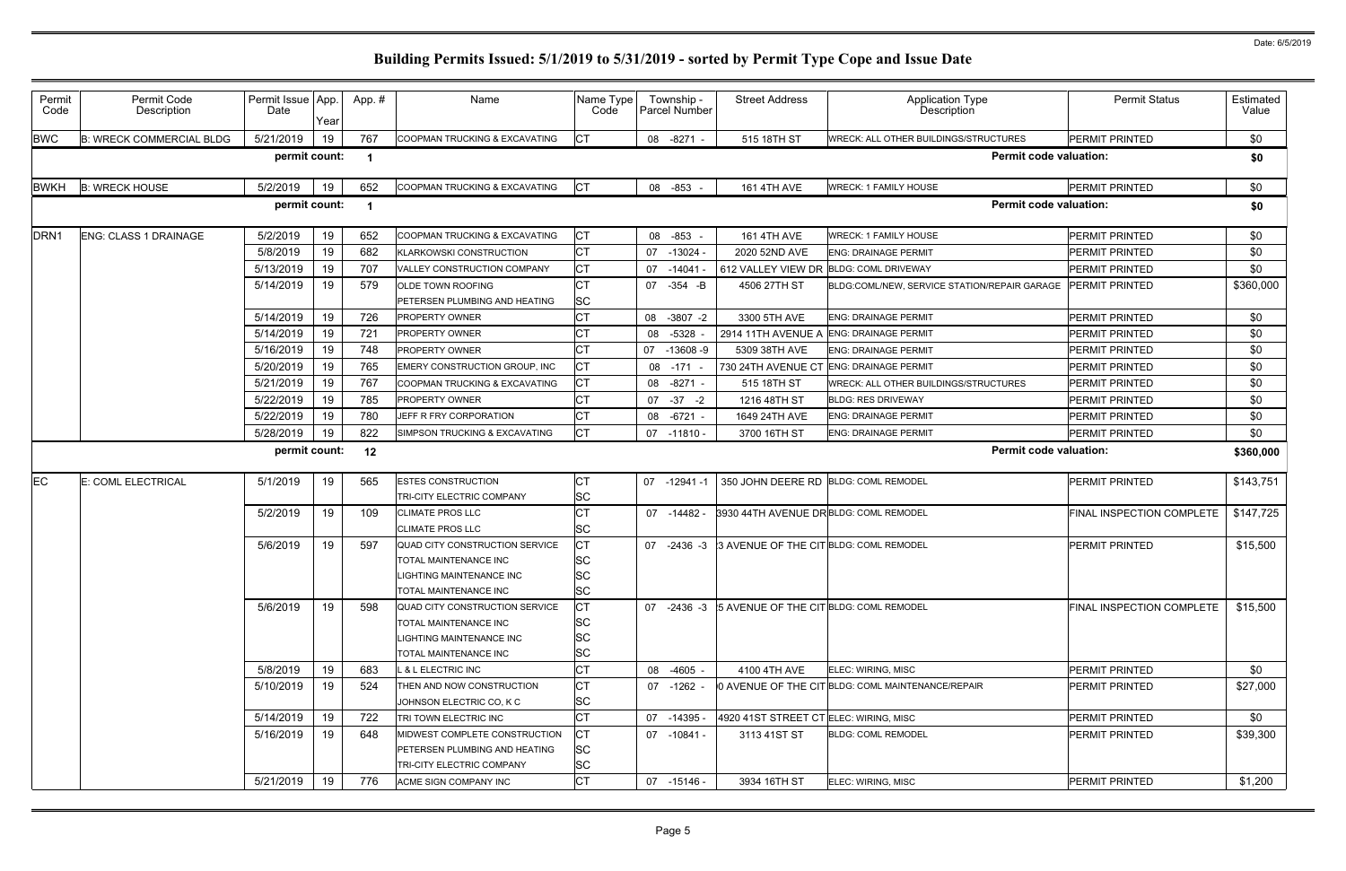# Building Permits Issued: 5/1/2019 to 5/31/2019 - sorted by Permit Type Cope and Issue Date

Date: 6/5/2019

| Permit Code | Permit Code Description | Permit Issue Date | App. Year | App. # | Name | Name Type Code | Township - Parcel Number | Street Address | Application Type Description | Permit Status | Estimated Value |
|---|---|---|---|---|---|---|---|---|---|---|---|
| BWC | B: WRECK COMMERCIAL BLDG | 5/21/2019 | 19 | 767 | COOPMAN TRUCKING & EXCAVATING | CT | 08 -8271 - | 515 18TH ST | WRECK: ALL OTHER BUILDINGS/STRUCTURES | PERMIT PRINTED | $0 |
| | | permit count: | | 1 | | | | | Permit code valuation: | | $0 |
| BWKH | B: WRECK HOUSE | 5/2/2019 | 19 | 652 | COOPMAN TRUCKING & EXCAVATING | CT | 08 -853 - | 161 4TH AVE | WRECK: 1 FAMILY HOUSE | PERMIT PRINTED | $0 |
| | | permit count: | | 1 | | | | | Permit code valuation: | | $0 |
| DRN1 | ENG: CLASS 1 DRAINAGE | 5/2/2019 | 19 | 652 | COOPMAN TRUCKING & EXCAVATING | CT | 08 -853 - | 161 4TH AVE | WRECK: 1 FAMILY HOUSE | PERMIT PRINTED | $0 |
| | | 5/8/2019 | 19 | 682 | KLARKOWSKI CONSTRUCTION | CT | 07 -13024 - | 2020 52ND AVE | ENG: DRAINAGE PERMIT | PERMIT PRINTED | $0 |
| | | 5/13/2019 | 19 | 707 | VALLEY CONSTRUCTION COMPANY | CT | 07 -14041 - | 612 VALLEY VIEW DR | BLDG: COML DRIVEWAY | PERMIT PRINTED | $0 |
| | | 5/14/2019 | 19 | 579 | OLDE TOWN ROOFING<br>PETERSEN PLUMBING AND HEATING | CT<br>SC | 07 -354 -B | 4506 27TH ST | BLDG:COML/NEW, SERVICE STATION/REPAIR GARAGE | PERMIT PRINTED | $360,000 |
| | | 5/14/2019 | 19 | 726 | PROPERTY OWNER | CT | 08 -3807 -2 | 3300 5TH AVE | ENG: DRAINAGE PERMIT | PERMIT PRINTED | $0 |
| | | 5/14/2019 | 19 | 721 | PROPERTY OWNER | CT | 08 -5328 - | 2914 11TH AVENUE A | ENG: DRAINAGE PERMIT | PERMIT PRINTED | $0 |
| | | 5/16/2019 | 19 | 748 | PROPERTY OWNER | CT | 07 -13608 -9 | 5309 38TH AVE | ENG: DRAINAGE PERMIT | PERMIT PRINTED | $0 |
| | | 5/20/2019 | 19 | 765 | EMERY CONSTRUCTION GROUP, INC | CT | 08 -171 - | 730 24TH AVENUE CT | ENG: DRAINAGE PERMIT | PERMIT PRINTED | $0 |
| | | 5/21/2019 | 19 | 767 | COOPMAN TRUCKING & EXCAVATING | CT | 08 -8271 - | 515 18TH ST | WRECK: ALL OTHER BUILDINGS/STRUCTURES | PERMIT PRINTED | $0 |
| | | 5/22/2019 | 19 | 785 | PROPERTY OWNER | CT | 07 -37 -2 | 1216 48TH ST | BLDG: RES DRIVEWAY | PERMIT PRINTED | $0 |
| | | 5/22/2019 | 19 | 780 | JEFF R FRY CORPORATION | CT | 08 -6721 - | 1649 24TH AVE | ENG: DRAINAGE PERMIT | PERMIT PRINTED | $0 |
| | | 5/28/2019 | 19 | 822 | SIMPSON TRUCKING & EXCAVATING | CT | 07 -11810 - | 3700 16TH ST | ENG: DRAINAGE PERMIT | PERMIT PRINTED | $0 |
| | | permit count: | | 12 | | | | | Permit code valuation: | | $360,000 |
| EC | E: COML ELECTRICAL | 5/1/2019 | 19 | 565 | ESTES CONSTRUCTION<br>TRI-CITY ELECTRIC COMPANY | CT<br>SC | 07 -12941 -1 | 350 JOHN DEERE RD | BLDG: COML REMODEL | PERMIT PRINTED | $143,751 |
| | | 5/2/2019 | 19 | 109 | CLIMATE PROS LLC<br>CLIMATE PROS LLC | CT<br>SC | 07 -14482 - | 3930 44TH AVENUE DR | BLDG: COML REMODEL | FINAL INSPECTION COMPLETE | $147,725 |
| | | 5/6/2019 | 19 | 597 | QUAD CITY CONSTRUCTION SERVICE<br>TOTAL MAINTENANCE INC<br>LIGHTING MAINTENANCE INC<br>TOTAL MAINTENANCE INC | CT<br>SC<br>SC<br>SC | 07 -2436 -3 | 3 AVENUE OF THE CIT | BLDG: COML REMODEL | PERMIT PRINTED | $15,500 |
| | | 5/6/2019 | 19 | 598 | QUAD CITY CONSTRUCTION SERVICE<br>TOTAL MAINTENANCE INC<br>LIGHTING MAINTENANCE INC<br>TOTAL MAINTENANCE INC | CT<br>SC<br>SC<br>SC | 07 -2436 -3 | 5 AVENUE OF THE CIT | BLDG: COML REMODEL | FINAL INSPECTION COMPLETE | $15,500 |
| | | 5/8/2019 | 19 | 683 | L & L ELECTRIC INC | CT | 08 -4605 - | 4100 4TH AVE | ELEC: WIRING, MISC | PERMIT PRINTED | $0 |
| | | 5/10/2019 | 19 | 524 | THEN AND NOW CONSTRUCTION<br>JOHNSON ELECTRIC CO, K C | CT<br>SC | 07 -1262 - | 0 AVENUE OF THE CIT | BLDG: COML MAINTENANCE/REPAIR | PERMIT PRINTED | $27,000 |
| | | 5/14/2019 | 19 | 722 | TRI TOWN ELECTRIC INC | CT | 07 -14395 - | 4920 41ST STREET CT | ELEC: WIRING, MISC | PERMIT PRINTED | $0 |
| | | 5/16/2019 | 19 | 648 | MIDWEST COMPLETE CONSTRUCTION<br>PETERSEN PLUMBING AND HEATING<br>TRI-CITY ELECTRIC COMPANY | CT<br>SC<br>SC | 07 -10841 - | 3113 41ST ST | BLDG: COML REMODEL | PERMIT PRINTED | $39,300 |
| | | 5/21/2019 | 19 | 776 | ACME SIGN COMPANY INC | CT | 07 -15146 - | 3934 16TH ST | ELEC: WIRING, MISC | PERMIT PRINTED | $1,200 |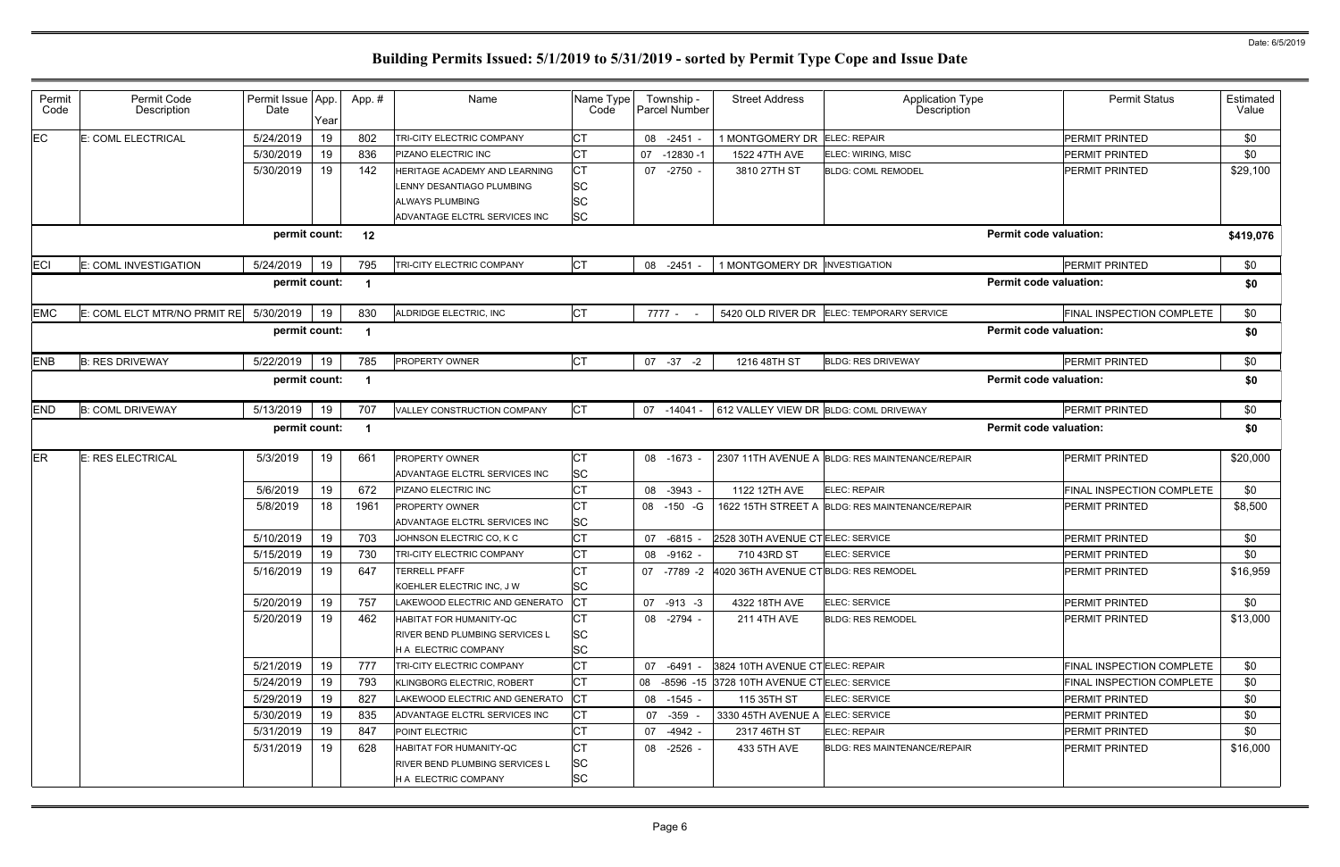# Building Permits Issued: 5/1/2019 to 5/31/2019 - sorted by Permit Type Cope and Issue Date

Date: 6/5/2019

| Permit Code | Permit Code Description | Permit Issue Date | App. Year | App. # | Name | Name Type Code | Township - Parcel Number | Street Address | Application Type Description | Permit Status | Estimated Value |
|---|---|---|---|---|---|---|---|---|---|---|---|
| EC | E: COML ELECTRICAL | 5/24/2019 | 19 | 802 | TRI-CITY ELECTRIC COMPANY | CT | 08 -2451 - | 1 MONTGOMERY DR | ELEC: REPAIR | PERMIT PRINTED | $0 |
| | | 5/30/2019 | 19 | 836 | PIZANO ELECTRIC INC | CT | 07 -12830 -1 | 1522 47TH AVE | ELEC: WIRING, MISC | PERMIT PRINTED | $0 |
| | | 5/30/2019 | 19 | 142 | HERITAGE ACADEMY AND LEARNING | CT | 07 -2750 - | 3810 27TH ST | BLDG: COML REMODEL | PERMIT PRINTED | $29,100 |
| | | | | | LENNY DESANTIAGO PLUMBING | SC | | | | | |
| | | | | | ALWAYS PLUMBING | SC | | | | | |
| | | | | | ADVANTAGE ELCTRL SERVICES INC | SC | | | | | |
| | | **permit count:** | | **12** | | | | | **Permit code valuation:** | | **$419,076** |
| ECI | E: COML INVESTIGATION | 5/24/2019 | 19 | 795 | TRI-CITY ELECTRIC COMPANY | CT | 08 -2451 - | 1 MONTGOMERY DR | INVESTIGATION | PERMIT PRINTED | $0 |
| | | **permit count:** | | **1** | | | | | **Permit code valuation:** | | **$0** |
| EMC | E: COML ELCT MTR/NO PRMIT RE | 5/30/2019 | 19 | 830 | ALDRIDGE ELECTRIC, INC | CT | 7777 - - | 5420 OLD RIVER DR | ELEC: TEMPORARY SERVICE | FINAL INSPECTION COMPLETE | $0 |
| | | **permit count:** | | **1** | | | | | **Permit code valuation:** | | **$0** |
| ENB | B: RES DRIVEWAY | 5/22/2019 | 19 | 785 | PROPERTY OWNER | CT | 07 -37 -2 | 1216 48TH ST | BLDG: RES DRIVEWAY | PERMIT PRINTED | $0 |
| | | **permit count:** | | **1** | | | | | **Permit code valuation:** | | **$0** |
| END | B: COML DRIVEWAY | 5/13/2019 | 19 | 707 | VALLEY CONSTRUCTION COMPANY | CT | 07 -14041 - | 612 VALLEY VIEW DR | BLDG: COML DRIVEWAY | PERMIT PRINTED | $0 |
| | | **permit count:** | | **1** | | | | | **Permit code valuation:** | | **$0** |
| ER | E: RES ELECTRICAL | 5/3/2019 | 19 | 661 | PROPERTY OWNER | CT | 08 -1673 - | 2307 11TH AVENUE A | BLDG: RES MAINTENANCE/REPAIR | PERMIT PRINTED | $20,000 |
| | | | | | ADVANTAGE ELCTRL SERVICES INC | SC | | | | | |
| | | 5/6/2019 | 19 | 672 | PIZANO ELECTRIC INC | CT | 08 -3943 - | 1122 12TH AVE | ELEC: REPAIR | FINAL INSPECTION COMPLETE | $0 |
| | | 5/8/2019 | 18 | 1961 | PROPERTY OWNER | CT | 08 -150 -G | 1622 15TH STREET A | BLDG: RES MAINTENANCE/REPAIR | PERMIT PRINTED | $8,500 |
| | | | | | ADVANTAGE ELCTRL SERVICES INC | SC | | | | | |
| | | 5/10/2019 | 19 | 703 | JOHNSON ELECTRIC CO, K C | CT | 07 -6815 - | 2528 30TH AVENUE CT | ELEC: SERVICE | PERMIT PRINTED | $0 |
| | | 5/15/2019 | 19 | 730 | TRI-CITY ELECTRIC COMPANY | CT | 08 -9162 - | 710 43RD ST | ELEC: SERVICE | PERMIT PRINTED | $0 |
| | | 5/16/2019 | 19 | 647 | TERRELL PFAFF | CT | 07 -7789 -2 | 4020 36TH AVENUE CT | BLDG: RES REMODEL | PERMIT PRINTED | $16,959 |
| | | | | | KOEHLER ELECTRIC INC, J W | SC | | | | | |
| | | 5/20/2019 | 19 | 757 | LAKEWOOD ELECTRIC AND GENERATO | CT | 07 -913 -3 | 4322 18TH AVE | ELEC: SERVICE | PERMIT PRINTED | $0 |
| | | 5/20/2019 | 19 | 462 | HABITAT FOR HUMANITY-QC | CT | 08 -2794 - | 211 4TH AVE | BLDG: RES REMODEL | PERMIT PRINTED | $13,000 |
| | | | | | RIVER BEND PLUMBING SERVICES L | SC | | | | | |
| | | | | | H A ELECTRIC COMPANY | SC | | | | | |
| | | 5/21/2019 | 19 | 777 | TRI-CITY ELECTRIC COMPANY | CT | 07 -6491 - | 3824 10TH AVENUE CT | ELEC: REPAIR | FINAL INSPECTION COMPLETE | $0 |
| | | 5/24/2019 | 19 | 793 | KLINGBORG ELECTRIC, ROBERT | CT | 08 -8596 -15 | 3728 10TH AVENUE CT | ELEC: SERVICE | FINAL INSPECTION COMPLETE | $0 |
| | | 5/29/2019 | 19 | 827 | LAKEWOOD ELECTRIC AND GENERATO | CT | 08 -1545 - | 115 35TH ST | ELEC: SERVICE | PERMIT PRINTED | $0 |
| | | 5/30/2019 | 19 | 835 | ADVANTAGE ELCTRL SERVICES INC | CT | 07 -359 - | 3330 45TH AVENUE A | ELEC: SERVICE | PERMIT PRINTED | $0 |
| | | 5/31/2019 | 19 | 847 | POINT ELECTRIC | CT | 07 -4942 - | 2317 46TH ST | ELEC: REPAIR | PERMIT PRINTED | $0 |
| | | 5/31/2019 | 19 | 628 | HABITAT FOR HUMANITY-QC | CT | 08 -2526 - | 433 5TH AVE | BLDG: RES MAINTENANCE/REPAIR | PERMIT PRINTED | $16,000 |
| | | | | | RIVER BEND PLUMBING SERVICES L | SC | | | | | |
| | | | | | H A ELECTRIC COMPANY | SC | | | | | |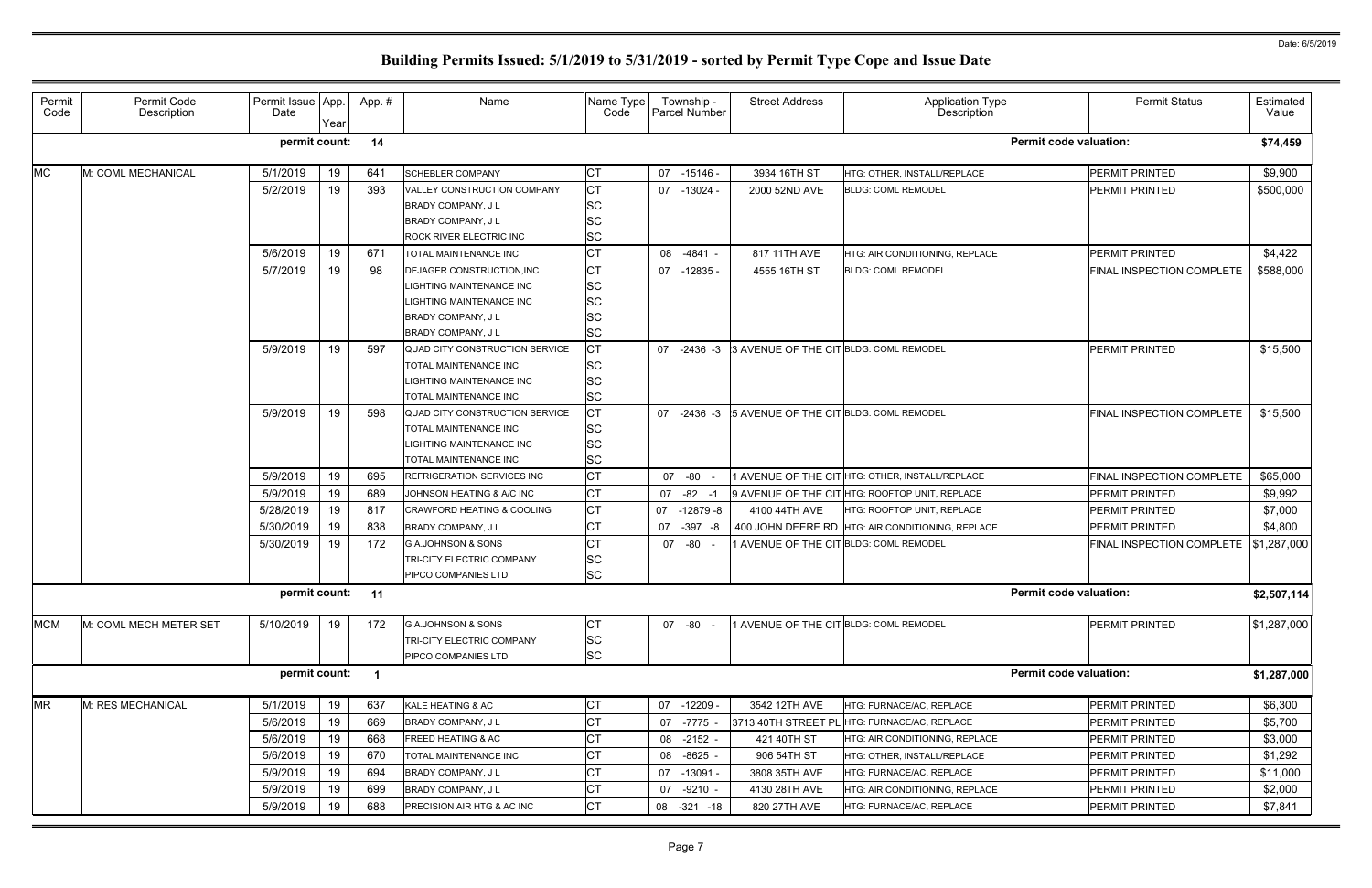# Building Permits Issued: 5/1/2019 to 5/31/2019 - sorted by Permit Type Cope and Issue Date

| Permit Code | Permit Code Description | Permit Issue Date | App. Year | App. # | Name | Name Type Code | Township - Parcel Number | Street Address | Application Type Description | Permit Status | Estimated Value |
|---|---|---|---|---|---|---|---|---|---|---|---|
| | | permit count: | | 14 | | | | | Permit code valuation: | | $74,459 |
| MC | M: COML MECHANICAL | 5/1/2019 | 19 | 641 | SCHEBLER COMPANY | CT | 07 -15146 - | 3934 16TH ST | HTG: OTHER, INSTALL/REPLACE | PERMIT PRINTED | $9,900 |
| | | 5/2/2019 | 19 | 393 | VALLEY CONSTRUCTION COMPANY | CT | 07 -13024 - | 2000 52ND AVE | BLDG: COML REMODEL | PERMIT PRINTED | $500,000 |
| | | | | | BRADY COMPANY, J L | SC | | | | | |
| | | | | | BRADY COMPANY, J L | SC | | | | | |
| | | | | | ROCK RIVER ELECTRIC INC | SC | | | | | |
| | | 5/6/2019 | 19 | 671 | TOTAL MAINTENANCE INC | CT | 08 -4841 - | 817 11TH AVE | HTG: AIR CONDITIONING, REPLACE | PERMIT PRINTED | $4,422 |
| | | 5/7/2019 | 19 | 98 | DEJAGER CONSTRUCTION,INC | CT | 07 -12835 - | 4555 16TH ST | BLDG: COML REMODEL | FINAL INSPECTION COMPLETE | $588,000 |
| | | | | | LIGHTING MAINTENANCE INC | SC | | | | | |
| | | | | | LIGHTING MAINTENANCE INC | SC | | | | | |
| | | | | | BRADY COMPANY, J L | SC | | | | | |
| | | | | | BRADY COMPANY, J L | SC | | | | | |
| | | 5/9/2019 | 19 | 597 | QUAD CITY CONSTRUCTION SERVICE | CT | 07 -2436 -3 | 3 AVENUE OF THE CIT | BLDG: COML REMODEL | PERMIT PRINTED | $15,500 |
| | | | | | TOTAL MAINTENANCE INC | SC | | | | | |
| | | | | | LIGHTING MAINTENANCE INC | SC | | | | | |
| | | | | | TOTAL MAINTENANCE INC | SC | | | | | |
| | | 5/9/2019 | 19 | 598 | QUAD CITY CONSTRUCTION SERVICE | CT | 07 -2436 -3 | 5 AVENUE OF THE CIT | BLDG: COML REMODEL | FINAL INSPECTION COMPLETE | $15,500 |
| | | | | | TOTAL MAINTENANCE INC | SC | | | | | |
| | | | | | LIGHTING MAINTENANCE INC | SC | | | | | |
| | | | | | TOTAL MAINTENANCE INC | SC | | | | | |
| | | 5/9/2019 | 19 | 695 | REFRIGERATION SERVICES INC | CT | 07 -80 - | 1 AVENUE OF THE CIT | HTG: OTHER, INSTALL/REPLACE | FINAL INSPECTION COMPLETE | $65,000 |
| | | 5/9/2019 | 19 | 689 | JOHNSON HEATING & A/C INC | CT | 07 -82 -1 | 9 AVENUE OF THE CIT | HTG: ROOFTOP UNIT, REPLACE | PERMIT PRINTED | $9,992 |
| | | 5/28/2019 | 19 | 817 | CRAWFORD HEATING & COOLING | CT | 07 -12879 -8 | 4100 44TH AVE | HTG: ROOFTOP UNIT, REPLACE | PERMIT PRINTED | $7,000 |
| | | 5/30/2019 | 19 | 838 | BRADY COMPANY, J L | CT | 07 -397 -8 | 400 JOHN DEERE RD | HTG: AIR CONDITIONING, REPLACE | PERMIT PRINTED | $4,800 |
| | | 5/30/2019 | 19 | 172 | G.A.JOHNSON & SONS | CT | 07 -80 - | 1 AVENUE OF THE CIT | BLDG: COML REMODEL | FINAL INSPECTION COMPLETE | $1,287,000 |
| | | | | | TRI-CITY ELECTRIC COMPANY | SC | | | | | |
| | | | | | PIPCO COMPANIES LTD | SC | | | | | |
| | | permit count: | | 11 | | | | | Permit code valuation: | | $2,507,114 |
| MCM | M: COML MECH METER SET | 5/10/2019 | 19 | 172 | G.A.JOHNSON & SONS | CT | 07 -80 - | 1 AVENUE OF THE CIT | BLDG: COML REMODEL | PERMIT PRINTED | $1,287,000 |
| | | | | | TRI-CITY ELECTRIC COMPANY | SC | | | | | |
| | | | | | PIPCO COMPANIES LTD | SC | | | | | |
| | | permit count: | | 1 | | | | | Permit code valuation: | | $1,287,000 |
| MR | M: RES MECHANICAL | 5/1/2019 | 19 | 637 | KALE HEATING & AC | CT | 07 -12209 - | 3542 12TH AVE | HTG: FURNACE/AC, REPLACE | PERMIT PRINTED | $6,300 |
| | | 5/6/2019 | 19 | 669 | BRADY COMPANY, J L | CT | 07 -7775 - | 3713 40TH STREET PL | HTG: FURNACE/AC, REPLACE | PERMIT PRINTED | $5,700 |
| | | 5/6/2019 | 19 | 668 | FREED HEATING & AC | CT | 08 -2152 - | 421 40TH ST | HTG: AIR CONDITIONING, REPLACE | PERMIT PRINTED | $3,000 |
| | | 5/6/2019 | 19 | 670 | TOTAL MAINTENANCE INC | CT | 08 -8625 - | 906 54TH ST | HTG: OTHER, INSTALL/REPLACE | PERMIT PRINTED | $1,292 |
| | | 5/9/2019 | 19 | 694 | BRADY COMPANY, J L | CT | 07 -13091 - | 3808 35TH AVE | HTG: FURNACE/AC, REPLACE | PERMIT PRINTED | $11,000 |
| | | 5/9/2019 | 19 | 699 | BRADY COMPANY, J L | CT | 07 -9210 - | 4130 28TH AVE | HTG: AIR CONDITIONING, REPLACE | PERMIT PRINTED | $2,000 |
| | | 5/9/2019 | 19 | 688 | PRECISION AIR HTG & AC INC | CT | 08 -321 -18 | 820 27TH AVE | HTG: FURNACE/AC, REPLACE | PERMIT PRINTED | $7,841 |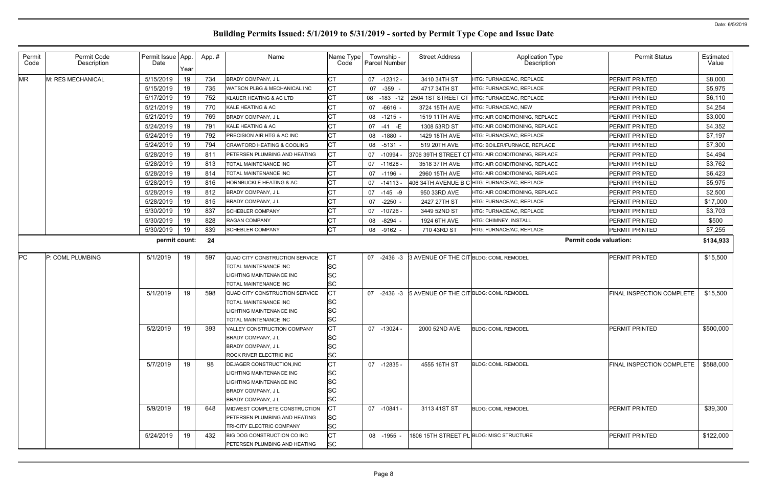Date: 6/5/2019

# Building Permits Issued: 5/1/2019 to 5/31/2019 - sorted by Permit Type Cope and Issue Date

| Permit Code | Permit Code Description | Permit Issue Date | App. Year | App. # | Name | Name Type Code | Township - Parcel Number | Street Address | Application Type Description | Permit Status | Estimated Value |
|---|---|---|---|---|---|---|---|---|---|---|---|
| MR | M: RES MECHANICAL | 5/15/2019 | 19 | 734 | BRADY COMPANY, J L | CT | 07 -12312 - | 3410 34TH ST | HTG: FURNACE/AC, REPLACE | PERMIT PRINTED | $8,000 |
| | | 5/15/2019 | 19 | 735 | WATSON PLBG & MECHANICAL INC | CT | 07 -359 - | 4717 34TH ST | HTG: FURNACE/AC, REPLACE | PERMIT PRINTED | $5,975 |
| | | 5/17/2019 | 19 | 752 | KLAUER HEATING & AC LTD | CT | 08 -183 -12 | 2504 1ST STREET CT | HTG: FURNACE/AC, REPLACE | PERMIT PRINTED | $6,110 |
| | | 5/21/2019 | 19 | 770 | KALE HEATING & AC | CT | 07 -6616 - | 3724 15TH AVE | HTG: FURNACE/AC, NEW | PERMIT PRINTED | $4,254 |
| | | 5/21/2019 | 19 | 769 | BRADY COMPANY, J L | CT | 08 -1215 - | 1519 11TH AVE | HTG: AIR CONDITIONING, REPLACE | PERMIT PRINTED | $3,000 |
| | | 5/24/2019 | 19 | 791 | KALE HEATING & AC | CT | 07 -41 -E | 1308 53RD ST | HTG: AIR CONDITIONING, REPLACE | PERMIT PRINTED | $4,352 |
| | | 5/24/2019 | 19 | 792 | PRECISION AIR HTG & AC INC | CT | 08 -1880 - | 1429 18TH AVE | HTG: FURNACE/AC, REPLACE | PERMIT PRINTED | $7,197 |
| | | 5/24/2019 | 19 | 794 | CRAWFORD HEATING & COOLING | CT | 08 -5131 - | 519 20TH AVE | HTG: BOILER/FURNACE, REPLACE | PERMIT PRINTED | $7,300 |
| | | 5/28/2019 | 19 | 811 | PETERSEN PLUMBING AND HEATING | CT | 07 -10994 - | 3706 39TH STREET CT | HTG: AIR CONDITIONING, REPLACE | PERMIT PRINTED | $4,494 |
| | | 5/28/2019 | 19 | 813 | TOTAL MAINTENANCE INC | CT | 07 -11628 - | 3518 37TH AVE | HTG: AIR CONDITIONING, REPLACE | PERMIT PRINTED | $3,762 |
| | | 5/28/2019 | 19 | 814 | TOTAL MAINTENANCE INC | CT | 07 -1196 - | 2960 15TH AVE | HTG: AIR CONDITIONING, REPLACE | PERMIT PRINTED | $6,423 |
| | | 5/28/2019 | 19 | 816 | HORNBUCKLE HEATING & AC | CT | 07 -14113 - | 406 34TH AVENUE B C | HTG: FURNACE/AC, REPLACE | PERMIT PRINTED | $5,975 |
| | | 5/28/2019 | 19 | 812 | BRADY COMPANY, J L | CT | 07 -145 -9 | 950 33RD AVE | HTG: AIR CONDITIONING, REPLACE | PERMIT PRINTED | $2,500 |
| | | 5/28/2019 | 19 | 815 | BRADY COMPANY, J L | CT | 07 -2250 - | 2427 27TH ST | HTG: FURNACE/AC, REPLACE | PERMIT PRINTED | $17,000 |
| | | 5/30/2019 | 19 | 837 | SCHEBLER COMPANY | CT | 07 -10726 - | 3449 52ND ST | HTG: FURNACE/AC, REPLACE | PERMIT PRINTED | $3,703 |
| | | 5/30/2019 | 19 | 828 | RAGAN COMPANY | CT | 08 -8294 - | 1924 6TH AVE | HTG: CHIMNEY, INSTALL | PERMIT PRINTED | $500 |
| | | 5/30/2019 | 19 | 839 | SCHEBLER COMPANY | CT | 08 -9162 - | 710 43RD ST | HTG: FURNACE/AC, REPLACE | PERMIT PRINTED | $7,255 |
| | | **permit count:** | | **24** | | | | | | **Permit code valuation:** | **$134,933** |
| PC | P: COML PLUMBING | 5/1/2019 | 19 | 597 | QUAD CITY CONSTRUCTION SERVICE | CT | 07 -2436 -3 | 3 AVENUE OF THE CIT | BLDG: COML REMODEL | PERMIT PRINTED | $15,500 |
| | | | | | TOTAL MAINTENANCE INC | SC | | | | | |
| | | | | | LIGHTING MAINTENANCE INC | SC | | | | | |
| | | | | | TOTAL MAINTENANCE INC | SC | | | | | |
| | | 5/1/2019 | 19 | 598 | QUAD CITY CONSTRUCTION SERVICE | CT | 07 -2436 -3 | 5 AVENUE OF THE CIT | BLDG: COML REMODEL | FINAL INSPECTION COMPLETE | $15,500 |
| | | | | | TOTAL MAINTENANCE INC | SC | | | | | |
| | | | | | LIGHTING MAINTENANCE INC | SC | | | | | |
| | | | | | TOTAL MAINTENANCE INC | SC | | | | | |
| | | 5/2/2019 | 19 | 393 | VALLEY CONSTRUCTION COMPANY | CT | 07 -13024 - | 2000 52ND AVE | BLDG: COML REMODEL | PERMIT PRINTED | $500,000 |
| | | | | | BRADY COMPANY, J L | SC | | | | | |
| | | | | | BRADY COMPANY, J L | SC | | | | | |
| | | | | | ROCK RIVER ELECTRIC INC | SC | | | | | |
| | | 5/7/2019 | 19 | 98 | DEJAGER CONSTRUCTION,INC | CT | 07 -12835 - | 4555 16TH ST | BLDG: COML REMODEL | FINAL INSPECTION COMPLETE | $588,000 |
| | | | | | LIGHTING MAINTENANCE INC | SC | | | | | |
| | | | | | LIGHTING MAINTENANCE INC | SC | | | | | |
| | | | | | BRADY COMPANY, J L | SC | | | | | |
| | | | | | BRADY COMPANY, J L | SC | | | | | |
| | | 5/9/2019 | 19 | 648 | MIDWEST COMPLETE CONSTRUCTION | CT | 07 -10841 - | 3113 41ST ST | BLDG: COML REMODEL | PERMIT PRINTED | $39,300 |
| | | | | | PETERSEN PLUMBING AND HEATING | SC | | | | | |
| | | | | | TRI-CITY ELECTRIC COMPANY | SC | | | | | |
| | | 5/24/2019 | 19 | 432 | BIG DOG CONSTRUCTION CO INC | CT | 08 -1955 - | 1806 15TH STREET PL | BLDG: MISC STRUCTURE | PERMIT PRINTED | $122,000 |
| | | | | | PETERSEN PLUMBING AND HEATING | SC | | | | | |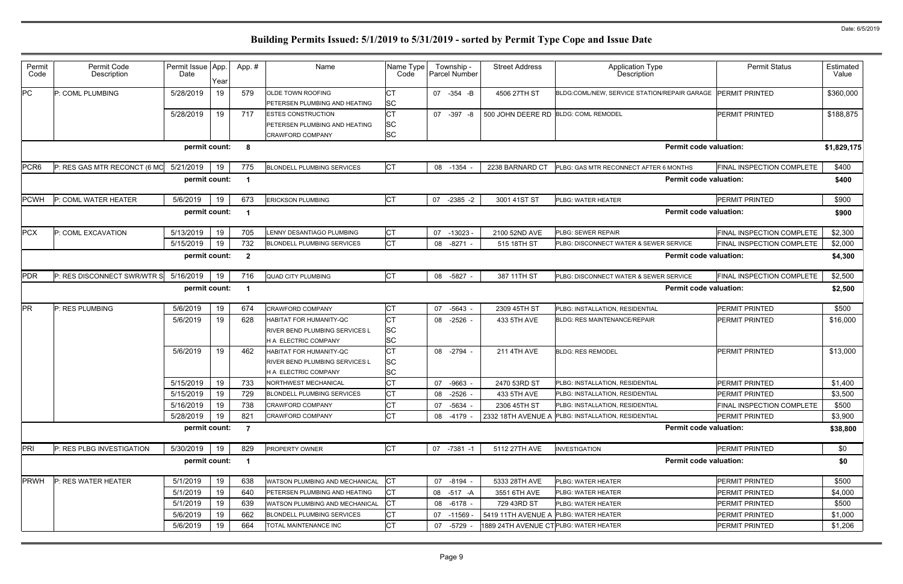# Building Permits Issued: 5/1/2019 to 5/31/2019 - sorted by Permit Type Cope and Issue Date

Date: 6/5/2019

| Permit Code | Permit Code Description | Permit Issue Date | App. Year | App. # | Name | Name Type Code | Township - Parcel Number | Street Address | Application Type Description | Permit Status | Estimated Value |
|---|---|---|---|---|---|---|---|---|---|---|---|
| PC | P: COML PLUMBING | 5/28/2019 | 19 | 579 | OLDE TOWN ROOFING<br>PETERSEN PLUMBING AND HEATING | CT<br>SC | 07 -354 -B | 4506 27TH ST | BLDG:COML/NEW, SERVICE STATION/REPAIR GARAGE | PERMIT PRINTED | $360,000 |
| | | 5/28/2019 | 19 | 717 | ESTES CONSTRUCTION<br>PETERSEN PLUMBING AND HEATING<br>CRAWFORD COMPANY | CT<br>SC<br>SC | 07 -397 -8 | 500 JOHN DEERE RD | BLDG: COML REMODEL | PERMIT PRINTED | $188,875 |
| | | permit count: | | 8 | | | | | Permit code valuation: | | $1,829,175 |
| PCR6 | P: RES GAS MTR RECONCT (6 MO | 5/21/2019 | 19 | 775 | BLONDELL PLUMBING SERVICES | CT | 08 -1354 - | 2238 BARNARD CT | PLBG: GAS MTR RECONNECT AFTER 6 MONTHS | FINAL INSPECTION COMPLETE | $400 |
| | | permit count: | | 1 | | | | | Permit code valuation: | | $400 |
| PCWH | P: COML WATER HEATER | 5/6/2019 | 19 | 673 | ERICKSON PLUMBING | CT | 07 -2385 -2 | 3001 41ST ST | PLBG: WATER HEATER | PERMIT PRINTED | $900 |
| | | permit count: | | 1 | | | | | Permit code valuation: | | $900 |
| PCX | P: COML EXCAVATION | 5/13/2019 | 19 | 705 | LENNY DESANTIAGO PLUMBING | CT | 07 -13023 - | 2100 52ND AVE | PLBG: SEWER REPAIR | FINAL INSPECTION COMPLETE | $2,300 |
| | | 5/15/2019 | 19 | 732 | BLONDELL PLUMBING SERVICES | CT | 08 -8271 - | 515 18TH ST | PLBG: DISCONNECT WATER & SEWER SERVICE | FINAL INSPECTION COMPLETE | $2,000 |
| | | permit count: | | 2 | | | | | Permit code valuation: | | $4,300 |
| PDR | P: RES DISCONNECT SWR/WTR S | 5/16/2019 | 19 | 716 | QUAD CITY PLUMBING | CT | 08 -5827 - | 387 11TH ST | PLBG: DISCONNECT WATER & SEWER SERVICE | FINAL INSPECTION COMPLETE | $2,500 |
| | | permit count: | | 1 | | | | | Permit code valuation: | | $2,500 |
| PR | P: RES PLUMBING | 5/6/2019 | 19 | 674 | CRAWFORD COMPANY | CT | 07 -5643 - | 2309 45TH ST | PLBG: INSTALLATION, RESIDENTIAL | PERMIT PRINTED | $500 |
| | | 5/6/2019 | 19 | 628 | HABITAT FOR HUMANITY-QC<br>RIVER BEND PLUMBING SERVICES L<br>H A ELECTRIC COMPANY | CT<br>SC<br>SC | 08 -2526 - | 433 5TH AVE | BLDG: RES MAINTENANCE/REPAIR | PERMIT PRINTED | $16,000 |
| | | 5/6/2019 | 19 | 462 | HABITAT FOR HUMANITY-QC<br>RIVER BEND PLUMBING SERVICES L<br>H A ELECTRIC COMPANY | CT<br>SC<br>SC | 08 -2794 - | 211 4TH AVE | BLDG: RES REMODEL | PERMIT PRINTED | $13,000 |
| | | 5/15/2019 | 19 | 733 | NORTHWEST MECHANICAL | CT | 07 -9663 - | 2470 53RD ST | PLBG: INSTALLATION, RESIDENTIAL | PERMIT PRINTED | $1,400 |
| | | 5/15/2019 | 19 | 729 | BLONDELL PLUMBING SERVICES | CT | 08 -2526 - | 433 5TH AVE | PLBG: INSTALLATION, RESIDENTIAL | PERMIT PRINTED | $3,500 |
| | | 5/16/2019 | 19 | 738 | CRAWFORD COMPANY | CT | 07 -5634 - | 2306 45TH ST | PLBG: INSTALLATION, RESIDENTIAL | FINAL INSPECTION COMPLETE | $500 |
| | | 5/28/2019 | 19 | 821 | CRAWFORD COMPANY | CT | 08 -4179 - | 2332 18TH AVENUE A | PLBG: INSTALLATION, RESIDENTIAL | PERMIT PRINTED | $3,900 |
| | | permit count: | | 7 | | | | | Permit code valuation: | | $38,800 |
| PRI | P: RES PLBG INVESTIGATION | 5/30/2019 | 19 | 829 | PROPERTY OWNER | CT | 07 -7381 -1 | 5112 27TH AVE | INVESTIGATION | PERMIT PRINTED | $0 |
| | | permit count: | | 1 | | | | | Permit code valuation: | | $0 |
| PRWH | P: RES WATER HEATER | 5/1/2019 | 19 | 638 | WATSON PLUMBING AND MECHANICAL | CT | 07 -8194 - | 5333 28TH AVE | PLBG: WATER HEATER | PERMIT PRINTED | $500 |
| | | 5/1/2019 | 19 | 640 | PETERSEN PLUMBING AND HEATING | CT | 08 -517 -A | 3551 6TH AVE | PLBG: WATER HEATER | PERMIT PRINTED | $4,000 |
| | | 5/1/2019 | 19 | 639 | WATSON PLUMBING AND MECHANICAL | CT | 08 -6178 - | 729 43RD ST | PLBG: WATER HEATER | PERMIT PRINTED | $500 |
| | | 5/6/2019 | 19 | 662 | BLONDELL PLUMBING SERVICES | CT | 07 -11569 - | 5419 11TH AVENUE A | PLBG: WATER HEATER | PERMIT PRINTED | $1,000 |
| | | 5/6/2019 | 19 | 664 | TOTAL MAINTENANCE INC | CT | 07 -5729 - | 1889 24TH AVENUE CT | PLBG: WATER HEATER | PERMIT PRINTED | $1,206 |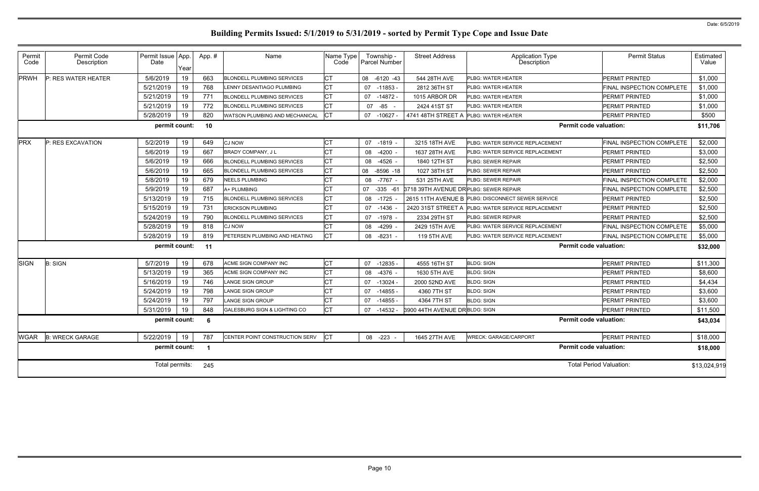# Building Permits Issued: 5/1/2019 to 5/31/2019 - sorted by Permit Type Cope and Issue Date

Date: 6/5/2019

| Permit Code | Permit Code Description | Permit Issue Date | App. Year | App. # | Name | Name Type Code | Township - Parcel Number | Street Address | Application Type Description | Permit Status | Estimated Value |
|---|---|---|---|---|---|---|---|---|---|---|---|
| PRWH | P: RES WATER HEATER | 5/6/2019 | 19 | 663 | BLONDELL PLUMBING SERVICES | CT | 08 -6120 -43 | 544 28TH AVE | PLBG: WATER HEATER | PERMIT PRINTED | $1,000 |
| | | 5/21/2019 | 19 | 768 | LENNY DESANTIAGO PLUMBING | CT | 07 -11853 - | 2812 36TH ST | PLBG: WATER HEATER | FINAL INSPECTION COMPLETE | $1,000 |
| | | 5/21/2019 | 19 | 771 | BLONDELL PLUMBING SERVICES | CT | 07 -14872 - | 1015 ARBOR DR | PLBG: WATER HEATER | PERMIT PRINTED | $1,000 |
| | | 5/21/2019 | 19 | 772 | BLONDELL PLUMBING SERVICES | CT | 07 -85 - | 2424 41ST ST | PLBG: WATER HEATER | PERMIT PRINTED | $1,000 |
| | | 5/28/2019 | 19 | 820 | WATSON PLUMBING AND MECHANICAL | CT | 07 -10627 - | 4741 48TH STREET A | PLBG: WATER HEATER | PERMIT PRINTED | $500 |
| | | permit count: | | 10 | | | | | Permit code valuation: | | $11,706 |
| PRX | P: RES EXCAVATION | 5/2/2019 | 19 | 649 | CJ NOW | CT | 07 -1819 - | 3215 18TH AVE | PLBG: WATER SERVICE REPLACEMENT | FINAL INSPECTION COMPLETE | $2,000 |
| | | 5/6/2019 | 19 | 667 | BRADY COMPANY, J L | CT | 08 -4200 - | 1637 28TH AVE | PLBG: WATER SERVICE REPLACEMENT | PERMIT PRINTED | $3,000 |
| | | 5/6/2019 | 19 | 666 | BLONDELL PLUMBING SERVICES | CT | 08 -4526 - | 1840 12TH ST | PLBG: SEWER REPAIR | PERMIT PRINTED | $2,500 |
| | | 5/6/2019 | 19 | 665 | BLONDELL PLUMBING SERVICES | CT | 08 -8596 -18 | 1027 38TH ST | PLBG: SEWER REPAIR | PERMIT PRINTED | $2,500 |
| | | 5/8/2019 | 19 | 679 | NEELS PLUMBING | CT | 08 -7767 - | 531 25TH AVE | PLBG: SEWER REPAIR | FINAL INSPECTION COMPLETE | $2,000 |
| | | 5/9/2019 | 19 | 687 | A+ PLUMBING | CT | 07 -335 -61 | 3718 39TH AVENUE DR | PLBG: SEWER REPAIR | FINAL INSPECTION COMPLETE | $2,500 |
| | | 5/13/2019 | 19 | 715 | BLONDELL PLUMBING SERVICES | CT | 08 -1725 - | 2615 11TH AVENUE B | PLBG: DISCONNECT SEWER SERVICE | PERMIT PRINTED | $2,500 |
| | | 5/15/2019 | 19 | 731 | ERICKSON PLUMBING | CT | 07 -1436 - | 2420 31ST STREET A | PLBG: WATER SERVICE REPLACEMENT | PERMIT PRINTED | $2,500 |
| | | 5/24/2019 | 19 | 790 | BLONDELL PLUMBING SERVICES | CT | 07 -1978 - | 2334 29TH ST | PLBG: SEWER REPAIR | PERMIT PRINTED | $2,500 |
| | | 5/28/2019 | 19 | 818 | CJ NOW | CT | 08 -4299 - | 2429 15TH AVE | PLBG: WATER SERVICE REPLACEMENT | FINAL INSPECTION COMPLETE | $5,000 |
| | | 5/28/2019 | 19 | 819 | PETERSEN PLUMBING AND HEATING | CT | 08 -8231 - | 119 5TH AVE | PLBG: WATER SERVICE REPLACEMENT | FINAL INSPECTION COMPLETE | $5,000 |
| | | permit count: | | 11 | | | | | Permit code valuation: | | $32,000 |
| SIGN | B: SIGN | 5/7/2019 | 19 | 678 | ACME SIGN COMPANY INC | CT | 07 -12835 - | 4555 16TH ST | BLDG: SIGN | PERMIT PRINTED | $11,300 |
| | | 5/13/2019 | 19 | 365 | ACME SIGN COMPANY INC | CT | 08 -4376 - | 1630 5TH AVE | BLDG: SIGN | PERMIT PRINTED | $8,600 |
| | | 5/16/2019 | 19 | 746 | LANGE SIGN GROUP | CT | 07 -13024 - | 2000 52ND AVE | BLDG: SIGN | PERMIT PRINTED | $4,434 |
| | | 5/24/2019 | 19 | 798 | LANGE SIGN GROUP | CT | 07 -14855 - | 4360 7TH ST | BLDG: SIGN | PERMIT PRINTED | $3,600 |
| | | 5/24/2019 | 19 | 797 | LANGE SIGN GROUP | CT | 07 -14855 - | 4364 7TH ST | BLDG: SIGN | PERMIT PRINTED | $3,600 |
| | | 5/31/2019 | 19 | 848 | GALESBURG SIGN & LIGHTING CO | CT | 07 -14532 - | 3900 44TH AVENUE DR | BLDG: SIGN | PERMIT PRINTED | $11,500 |
| | | permit count: | | 6 | | | | | Permit code valuation: | | $43,034 |
| WGAR | B: WRECK GARAGE | 5/22/2019 | 19 | 787 | CENTER POINT CONSTRUCTION SERV | CT | 08 -223 - | 1645 27TH AVE | WRECK: GARAGE/CARPORT | PERMIT PRINTED | $18,000 |
| | | permit count: | | 1 | | | | | Permit code valuation: | | $18,000 |
| | | Total permits: | | 245 | | | | | | Total Period Valuation: | $13,024,919 |